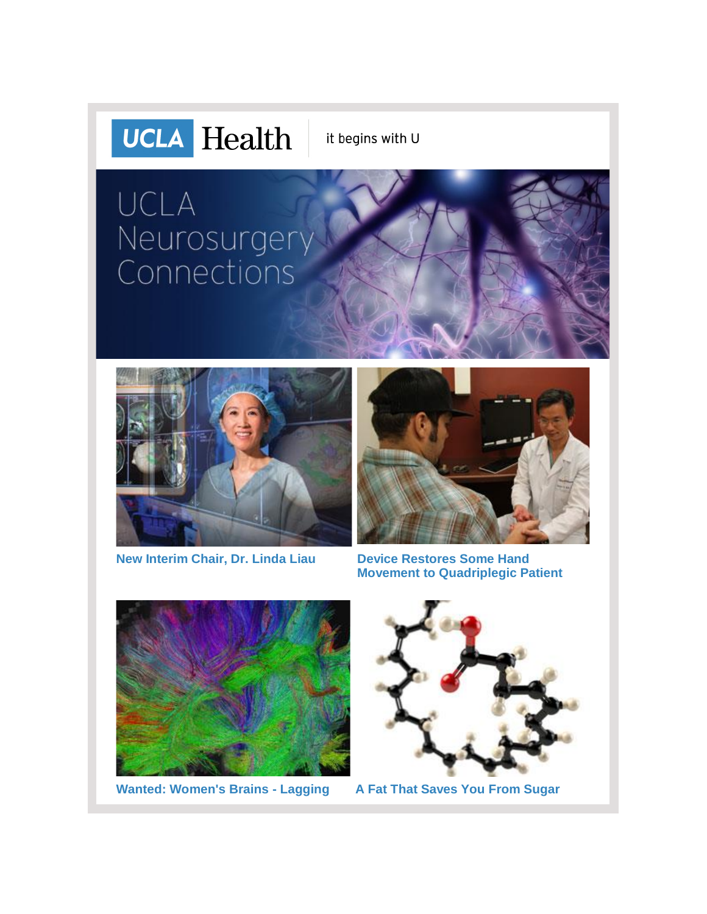UCLA Health | it begins with U

# UCLA Neurosurgery Connections

**New Interim Chair, Dr. Linda Liau**

**Device Restores Some Hand Movement to Quadriplegic Patient**

**Wanted: Women's Brains - Lagging**

**A Fat That Saves You From Sugar**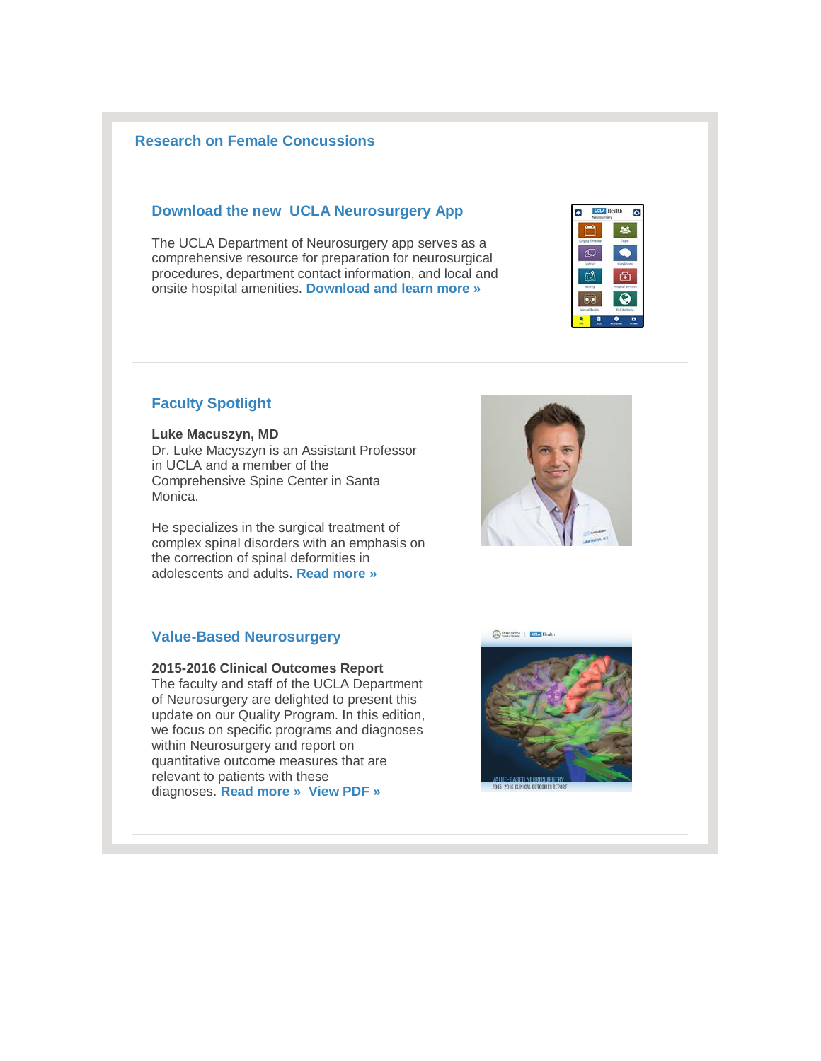### Research on Female Concussions

---

### Download the new UCLA Neurosurgery App

The UCLA Department of Neurosurgery app serves as a comprehensive resource for preparation for neurosurgical procedures, department contact information, and local and onsite hospital amenities. **Download and learn more »**

---

### Faculty Spotlight

**Luke Macuszyn, MD**
Dr. Luke Macyszyn is an Assistant Professor in UCLA and a member of the Comprehensive Spine Center in Santa Monica.

He specializes in the surgical treatment of complex spinal disorders with an emphasis on the correction of spinal deformities in adolescents and adults. **Read more »**

### Value-Based Neurosurgery

**2015-2016 Clinical Outcomes Report**
The faculty and staff of the UCLA Department of Neurosurgery are delighted to present this update on our Quality Program. In this edition, we focus on specific programs and diagnoses within Neurosurgery and report on quantitative outcome measures that are relevant to patients with these diagnoses. **Read more » View PDF »**

---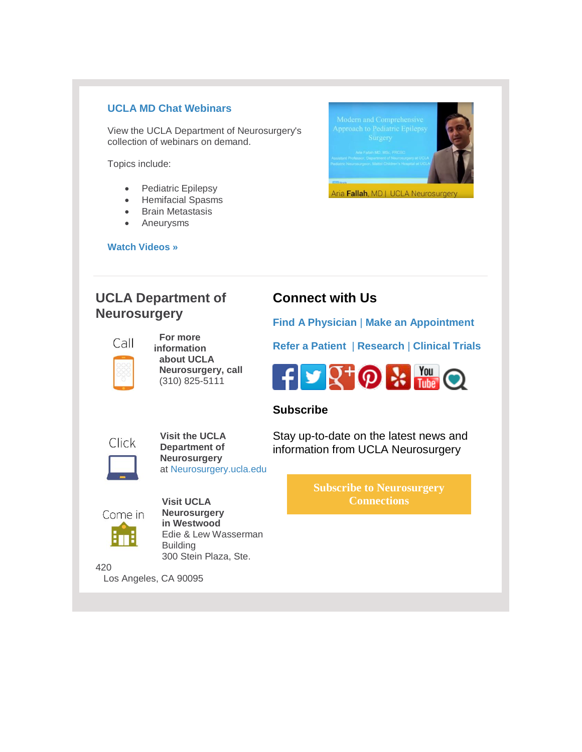## UCLA MD Chat Webinars

View the UCLA Department of Neurosurgery's collection of webinars on demand.

Topics include:

- Pediatric Epilepsy
- Hemifacial Spasms
- Brain Metastasis
- Aneurysms

**Watch Videos »**

---

## UCLA Department of Neurosurgery

Call

**For more information about UCLA Neurosurgery, call** (310) 825-5111

Click

**Visit the UCLA Department of Neurosurgery** at Neurosurgery.ucla.edu

Come in

**Visit UCLA Neurosurgery in Westwood**
Edie & Lew Wasserman Building
300 Stein Plaza, Ste. 420
Los Angeles, CA 90095

## Connect with Us

**Find A Physician** | **Make an Appointment**

**Refer a Patient** | **Research** | **Clinical Trials**

### Subscribe

Stay up-to-date on the latest news and information from UCLA Neurosurgery

**Subscribe to Neurosurgery Connections**